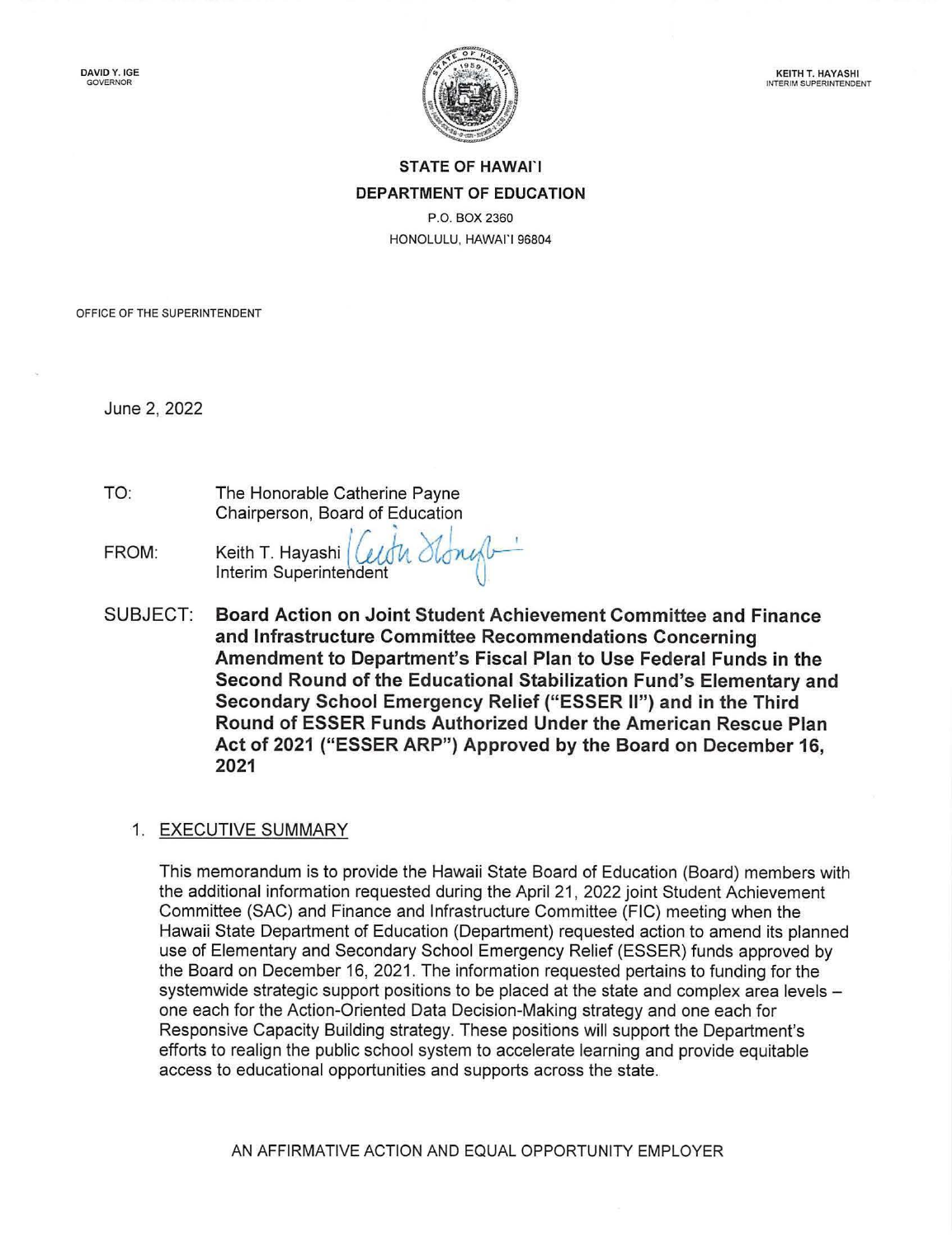DAVID Y. IGE
GOVERNOR

KEITH T. HAYASHI
INTERIM SUPERINTENDENT

**STATE OF HAWAI'I**
**DEPARTMENT OF EDUCATION**
P.O. BOX 2360
HONOLULU, HAWAI'I 96804

OFFICE OF THE SUPERINTENDENT

June 2, 2022

TO: The Honorable Catherine Payne
Chairperson, Board of Education

FROM: Keith T. Hayashi
Interim Superintendent

SUBJECT: **Board Action on Joint Student Achievement Committee and Finance and Infrastructure Committee Recommendations Concerning Amendment to Department's Fiscal Plan to Use Federal Funds in the Second Round of the Educational Stabilization Fund's Elementary and Secondary School Emergency Relief ("ESSER II") and in the Third Round of ESSER Funds Authorized Under the American Rescue Plan Act of 2021 ("ESSER ARP") Approved by the Board on December 16, 2021**

## 1. EXECUTIVE SUMMARY

This memorandum is to provide the Hawaii State Board of Education (Board) members with the additional information requested during the April 21, 2022 joint Student Achievement Committee (SAC) and Finance and Infrastructure Committee (FIC) meeting when the Hawaii State Department of Education (Department) requested action to amend its planned use of Elementary and Secondary School Emergency Relief (ESSER) funds approved by the Board on December 16, 2021. The information requested pertains to funding for the systemwide strategic support positions to be placed at the state and complex area levels – one each for the Action-Oriented Data Decision-Making strategy and one each for Responsive Capacity Building strategy. These positions will support the Department's efforts to realign the public school system to accelerate learning and provide equitable access to educational opportunities and supports across the state.

AN AFFIRMATIVE ACTION AND EQUAL OPPORTUNITY EMPLOYER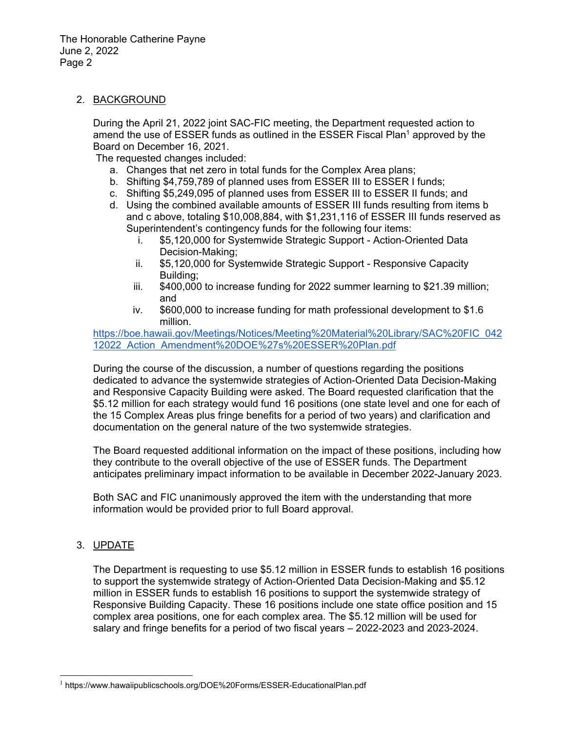2. BACKGROUND

During the April 21, 2022 joint SAC-FIC meeting, the Department requested action to amend the use of ESSER funds as outlined in the ESSER Fiscal Plan[1] approved by the Board on December 16, 2021.

The requested changes included:

a. Changes that net zero in total funds for the Complex Area plans;
b. Shifting $4,759,789 of planned uses from ESSER III to ESSER I funds;
c. Shifting $5,249,095 of planned uses from ESSER III to ESSER II funds; and
d. Using the combined available amounts of ESSER III funds resulting from items b and c above, totaling $10,008,884, with $1,231,116 of ESSER III funds reserved as Superintendent's contingency funds for the following four items:
   i. $5,120,000 for Systemwide Strategic Support - Action-Oriented Data Decision-Making;
   ii. $5,120,000 for Systemwide Strategic Support - Responsive Capacity Building;
   iii. $400,000 to increase funding for 2022 summer learning to $21.39 million; and
   iv. $600,000 to increase funding for math professional development to $1.6 million.

https://boe.hawaii.gov/Meetings/Notices/Meeting%20Material%20Library/SAC%20FIC_04212022_Action_Amendment%20DOE%27s%20ESSER%20Plan.pdf

During the course of the discussion, a number of questions regarding the positions dedicated to advance the systemwide strategies of Action-Oriented Data Decision-Making and Responsive Capacity Building were asked. The Board requested clarification that the $5.12 million for each strategy would fund 16 positions (one state level and one for each of the 15 Complex Areas plus fringe benefits for a period of two years) and clarification and documentation on the general nature of the two systemwide strategies.

The Board requested additional information on the impact of these positions, including how they contribute to the overall objective of the use of ESSER funds. The Department anticipates preliminary impact information to be available in December 2022-January 2023.

Both SAC and FIC unanimously approved the item with the understanding that more information would be provided prior to full Board approval.

3. UPDATE

The Department is requesting to use $5.12 million in ESSER funds to establish 16 positions to support the systemwide strategy of Action-Oriented Data Decision-Making and $5.12 million in ESSER funds to establish 16 positions to support the systemwide strategy of Responsive Building Capacity. These 16 positions include one state office position and 15 complex area positions, one for each complex area. The $5.12 million will be used for salary and fringe benefits for a period of two fiscal years – 2022-2023 and 2023-2024.

[1] https://www.hawaiipublicschools.org/DOE%20Forms/ESSER-EducationalPlan.pdf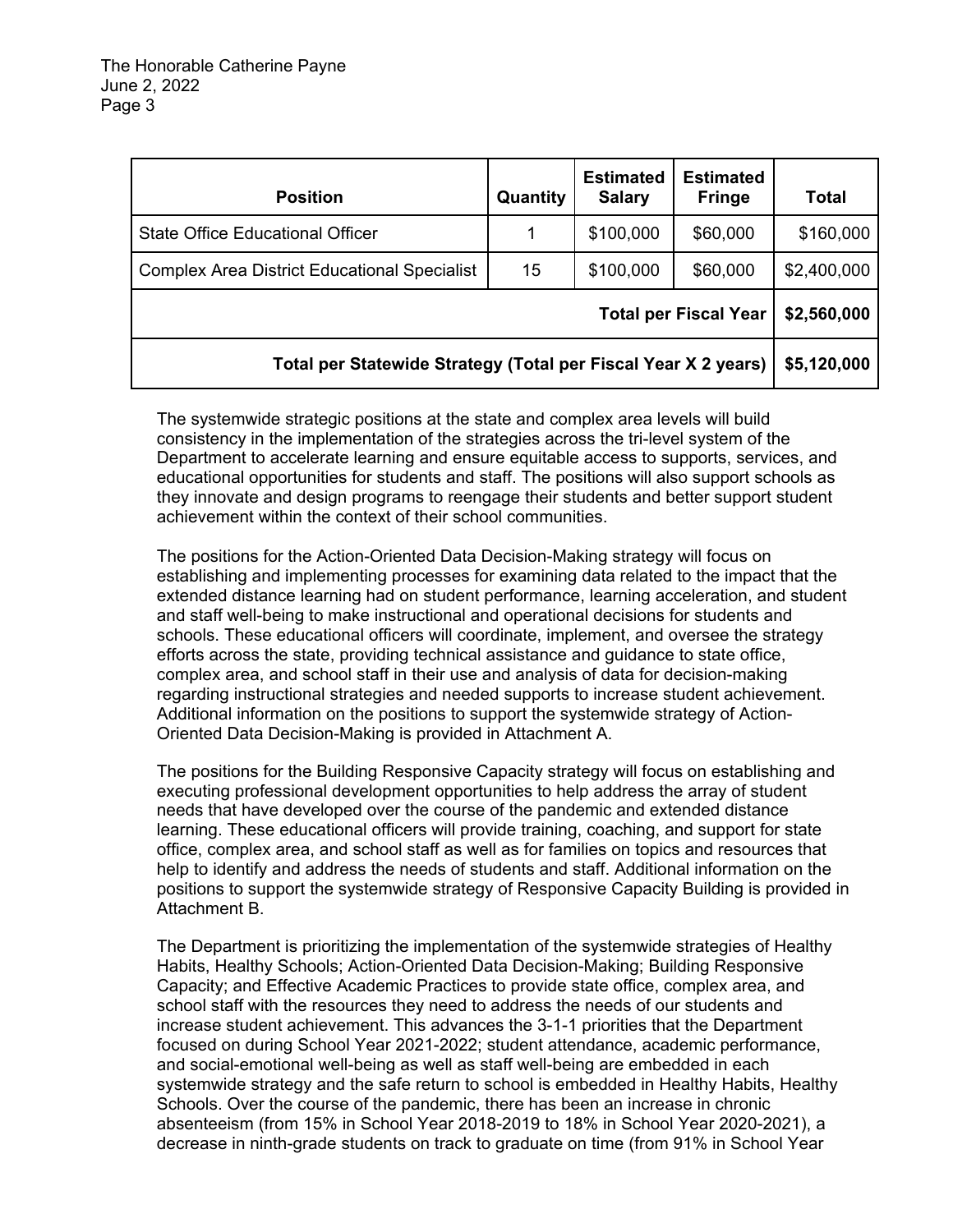| Position | Quantity | Estimated Salary | Estimated Fringe | Total |
|---|---|---|---|---|
| State Office Educational Officer | 1 | $100,000 | $60,000 | $160,000 |
| Complex Area District Educational Specialist | 15 | $100,000 | $60,000 | $2,400,000 |
| **Total per Fiscal Year** | | | | **$2,560,000** |
| **Total per Statewide Strategy (Total per Fiscal Year X 2 years)** | | | | **$5,120,000** |

The systemwide strategic positions at the state and complex area levels will build consistency in the implementation of the strategies across the tri-level system of the Department to accelerate learning and ensure equitable access to supports, services, and educational opportunities for students and staff. The positions will also support schools as they innovate and design programs to reengage their students and better support student achievement within the context of their school communities.

The positions for the Action-Oriented Data Decision-Making strategy will focus on establishing and implementing processes for examining data related to the impact that the extended distance learning had on student performance, learning acceleration, and student and staff well-being to make instructional and operational decisions for students and schools. These educational officers will coordinate, implement, and oversee the strategy efforts across the state, providing technical assistance and guidance to state office, complex area, and school staff in their use and analysis of data for decision-making regarding instructional strategies and needed supports to increase student achievement. Additional information on the positions to support the systemwide strategy of Action-Oriented Data Decision-Making is provided in Attachment A.

The positions for the Building Responsive Capacity strategy will focus on establishing and executing professional development opportunities to help address the array of student needs that have developed over the course of the pandemic and extended distance learning. These educational officers will provide training, coaching, and support for state office, complex area, and school staff as well as for families on topics and resources that help to identify and address the needs of students and staff. Additional information on the positions to support the systemwide strategy of Responsive Capacity Building is provided in Attachment B.

The Department is prioritizing the implementation of the systemwide strategies of Healthy Habits, Healthy Schools; Action-Oriented Data Decision-Making; Building Responsive Capacity; and Effective Academic Practices to provide state office, complex area, and school staff with the resources they need to address the needs of our students and increase student achievement. This advances the 3-1-1 priorities that the Department focused on during School Year 2021-2022; student attendance, academic performance, and social-emotional well-being as well as staff well-being are embedded in each systemwide strategy and the safe return to school is embedded in Healthy Habits, Healthy Schools. Over the course of the pandemic, there has been an increase in chronic absenteeism (from 15% in School Year 2018-2019 to 18% in School Year 2020-2021), a decrease in ninth-grade students on track to graduate on time (from 91% in School Year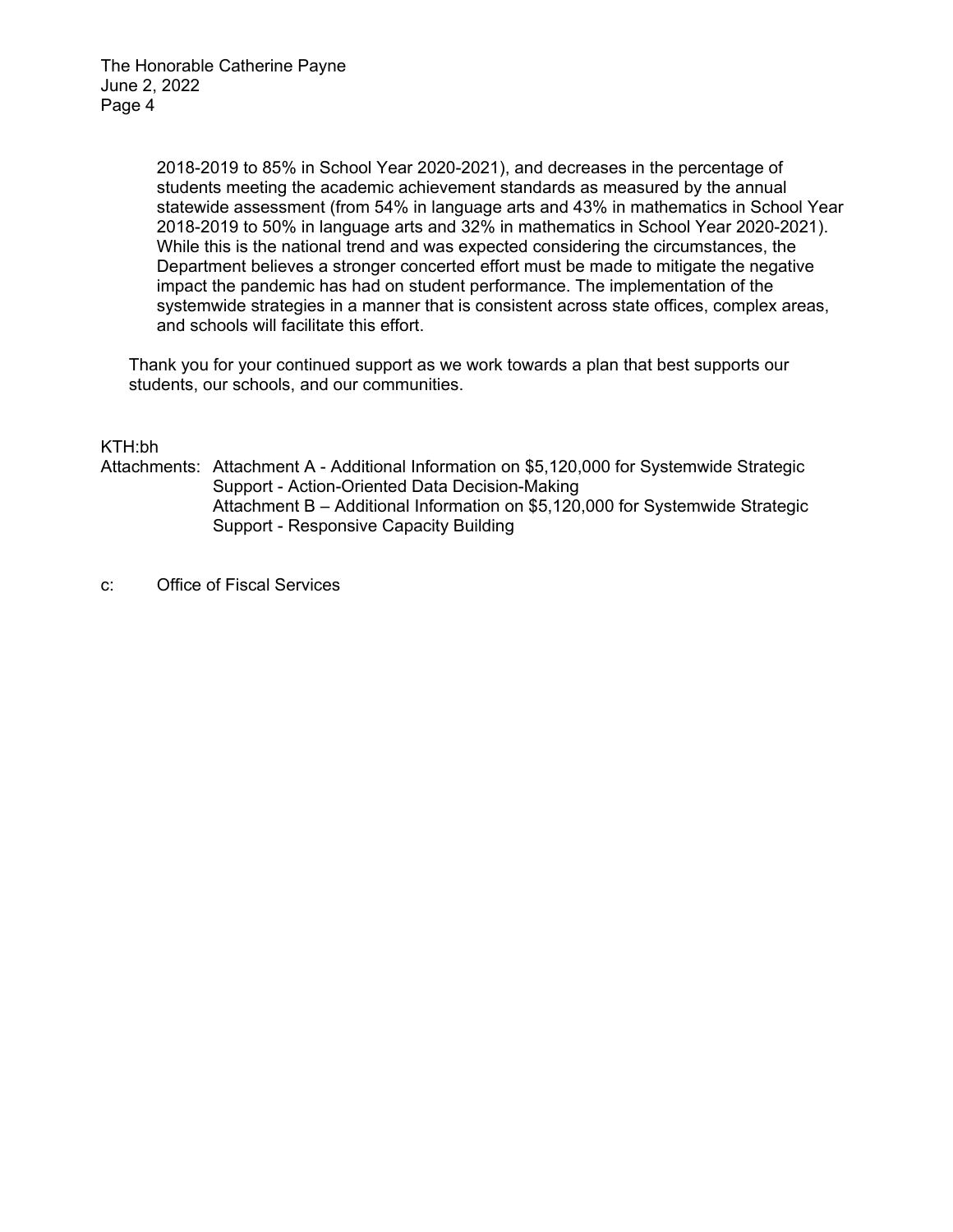2018-2019 to 85% in School Year 2020-2021), and decreases in the percentage of students meeting the academic achievement standards as measured by the annual statewide assessment (from 54% in language arts and 43% in mathematics in School Year 2018-2019 to 50% in language arts and 32% in mathematics in School Year 2020-2021). While this is the national trend and was expected considering the circumstances, the Department believes a stronger concerted effort must be made to mitigate the negative impact the pandemic has had on student performance. The implementation of the systemwide strategies in a manner that is consistent across state offices, complex areas, and schools will facilitate this effort.

Thank you for your continued support as we work towards a plan that best supports our students, our schools, and our communities.

KTH:bh

Attachments: Attachment A - Additional Information on $5,120,000 for Systemwide Strategic Support - Action-Oriented Data Decision-Making
Attachment B – Additional Information on $5,120,000 for Systemwide Strategic Support - Responsive Capacity Building

c: Office of Fiscal Services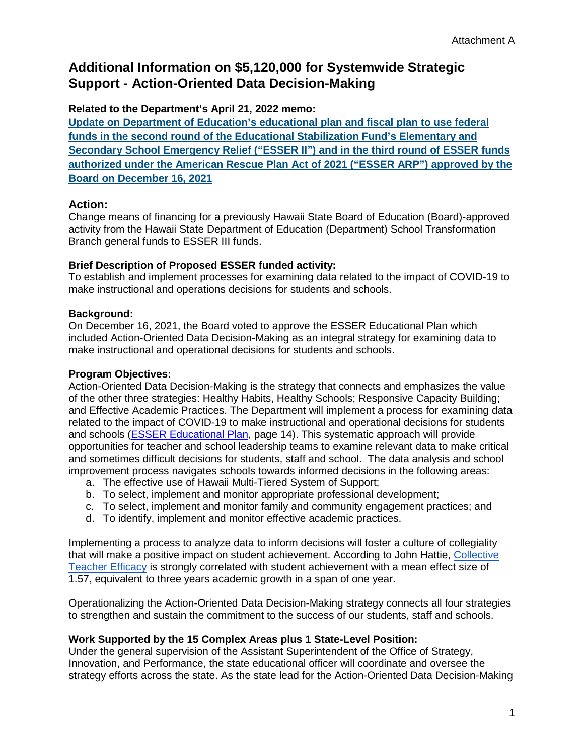Attachment A

# Additional Information on $5,120,000 for Systemwide Strategic Support - Action-Oriented Data Decision-Making

**Related to the Department's April 21, 2022 memo:**

**Update on Department of Education's educational plan and fiscal plan to use federal funds in the second round of the Educational Stabilization Fund's Elementary and Secondary School Emergency Relief ("ESSER II") and in the third round of ESSER funds authorized under the American Rescue Plan Act of 2021 ("ESSER ARP") approved by the Board on December 16, 2021**

## Action:

Change means of financing for a previously Hawaii State Board of Education (Board)-approved activity from the Hawaii State Department of Education (Department) School Transformation Branch general funds to ESSER III funds.

**Brief Description of Proposed ESSER funded activity:**

To establish and implement processes for examining data related to the impact of COVID-19 to make instructional and operations decisions for students and schools.

**Background:**

On December 16, 2021, the Board voted to approve the ESSER Educational Plan which included Action-Oriented Data Decision-Making as an integral strategy for examining data to make instructional and operational decisions for students and schools.

**Program Objectives:**

Action-Oriented Data Decision-Making is the strategy that connects and emphasizes the value of the other three strategies: Healthy Habits, Healthy Schools; Responsive Capacity Building; and Effective Academic Practices. The Department will implement a process for examining data related to the impact of COVID-19 to make instructional and operational decisions for students and schools (ESSER Educational Plan, page 14). This systematic approach will provide opportunities for teacher and school leadership teams to examine relevant data to make critical and sometimes difficult decisions for students, staff and school. The data analysis and school improvement process navigates schools towards informed decisions in the following areas:

a. The effective use of Hawaii Multi-Tiered System of Support;
b. To select, implement and monitor appropriate professional development;
c. To select, implement and monitor family and community engagement practices; and
d. To identify, implement and monitor effective academic practices.

Implementing a process to analyze data to inform decisions will foster a culture of collegiality that will make a positive impact on student achievement. According to John Hattie, Collective Teacher Efficacy is strongly correlated with student achievement with a mean effect size of 1.57, equivalent to three years academic growth in a span of one year.

Operationalizing the Action-Oriented Data Decision-Making strategy connects all four strategies to strengthen and sustain the commitment to the success of our students, staff and schools.

**Work Supported by the 15 Complex Areas plus 1 State-Level Position:**

Under the general supervision of the Assistant Superintendent of the Office of Strategy, Innovation, and Performance, the state educational officer will coordinate and oversee the strategy efforts across the state. As the state lead for the Action-Oriented Data Decision-Making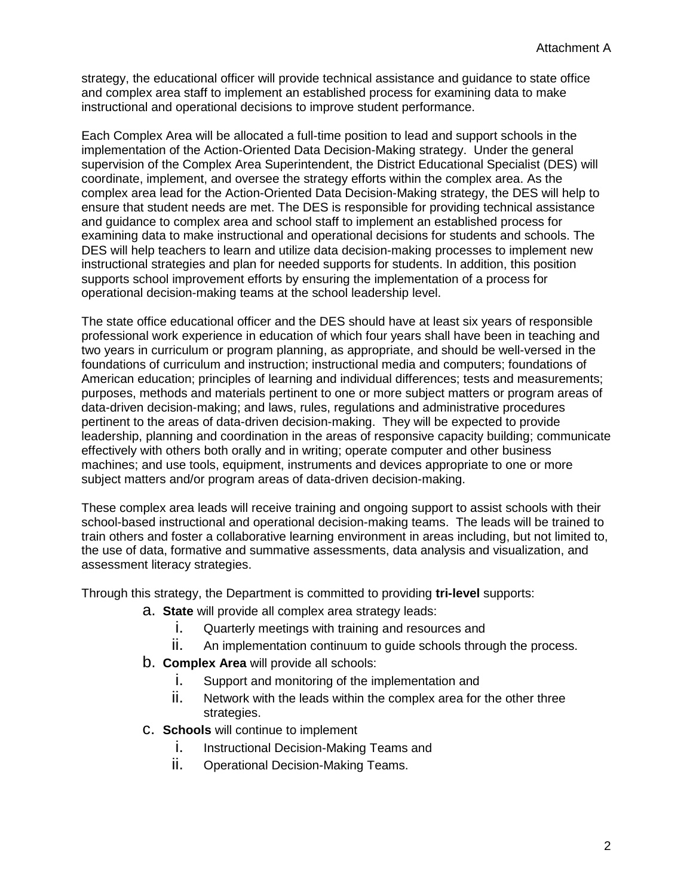strategy, the educational officer will provide technical assistance and guidance to state office and complex area staff to implement an established process for examining data to make instructional and operational decisions to improve student performance.

Each Complex Area will be allocated a full-time position to lead and support schools in the implementation of the Action-Oriented Data Decision-Making strategy. Under the general supervision of the Complex Area Superintendent, the District Educational Specialist (DES) will coordinate, implement, and oversee the strategy efforts within the complex area. As the complex area lead for the Action-Oriented Data Decision-Making strategy, the DES will help to ensure that student needs are met. The DES is responsible for providing technical assistance and guidance to complex area and school staff to implement an established process for examining data to make instructional and operational decisions for students and schools. The DES will help teachers to learn and utilize data decision-making processes to implement new instructional strategies and plan for needed supports for students. In addition, this position supports school improvement efforts by ensuring the implementation of a process for operational decision-making teams at the school leadership level.

The state office educational officer and the DES should have at least six years of responsible professional work experience in education of which four years shall have been in teaching and two years in curriculum or program planning, as appropriate, and should be well-versed in the foundations of curriculum and instruction; instructional media and computers; foundations of American education; principles of learning and individual differences; tests and measurements; purposes, methods and materials pertinent to one or more subject matters or program areas of data-driven decision-making; and laws, rules, regulations and administrative procedures pertinent to the areas of data-driven decision-making. They will be expected to provide leadership, planning and coordination in the areas of responsive capacity building; communicate effectively with others both orally and in writing; operate computer and other business machines; and use tools, equipment, instruments and devices appropriate to one or more subject matters and/or program areas of data-driven decision-making.

These complex area leads will receive training and ongoing support to assist schools with their school-based instructional and operational decision-making teams. The leads will be trained to train others and foster a collaborative learning environment in areas including, but not limited to, the use of data, formative and summative assessments, data analysis and visualization, and assessment literacy strategies.

Through this strategy, the Department is committed to providing **tri-level** supports:

a. **State** will provide all complex area strategy leads:
    i. Quarterly meetings with training and resources and
    ii. An implementation continuum to guide schools through the process.
b. **Complex Area** will provide all schools:
    i. Support and monitoring of the implementation and
    ii. Network with the leads within the complex area for the other three strategies.
c. **Schools** will continue to implement
    i. Instructional Decision-Making Teams and
    ii. Operational Decision-Making Teams.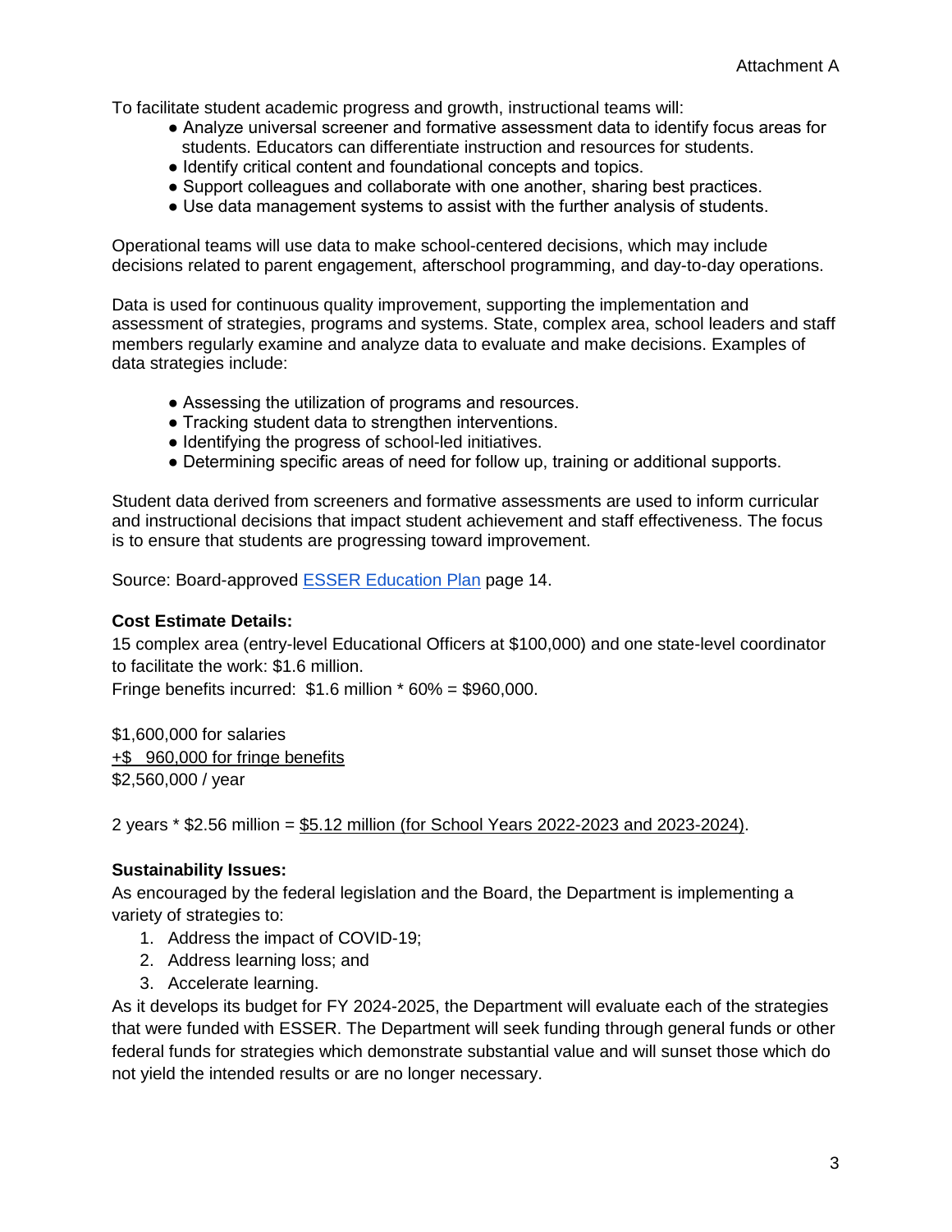To facilitate student academic progress and growth, instructional teams will:

- Analyze universal screener and formative assessment data to identify focus areas for students. Educators can differentiate instruction and resources for students.
- Identify critical content and foundational concepts and topics.
- Support colleagues and collaborate with one another, sharing best practices.
- Use data management systems to assist with the further analysis of students.

Operational teams will use data to make school-centered decisions, which may include decisions related to parent engagement, afterschool programming, and day-to-day operations.

Data is used for continuous quality improvement, supporting the implementation and assessment of strategies, programs and systems. State, complex area, school leaders and staff members regularly examine and analyze data to evaluate and make decisions. Examples of data strategies include:

- Assessing the utilization of programs and resources.
- Tracking student data to strengthen interventions.
- Identifying the progress of school-led initiatives.
- Determining specific areas of need for follow up, training or additional supports.

Student data derived from screeners and formative assessments are used to inform curricular and instructional decisions that impact student achievement and staff effectiveness. The focus is to ensure that students are progressing toward improvement.

Source: Board-approved ESSER Education Plan page 14.

**Cost Estimate Details:**

15 complex area (entry-level Educational Officers at $100,000) and one state-level coordinator to facilitate the work: $1.6 million.

Fringe benefits incurred: $1.6 million * 60% = $960,000.

$1,600,000 for salaries
+$ 960,000 for fringe benefits
$2,560,000 / year

2 years * $2.56 million = $5.12 million (for School Years 2022-2023 and 2023-2024).

**Sustainability Issues:**

As encouraged by the federal legislation and the Board, the Department is implementing a variety of strategies to:

1. Address the impact of COVID-19;
2. Address learning loss; and
3. Accelerate learning.

As it develops its budget for FY 2024-2025, the Department will evaluate each of the strategies that were funded with ESSER. The Department will seek funding through general funds or other federal funds for strategies which demonstrate substantial value and will sunset those which do not yield the intended results or are no longer necessary.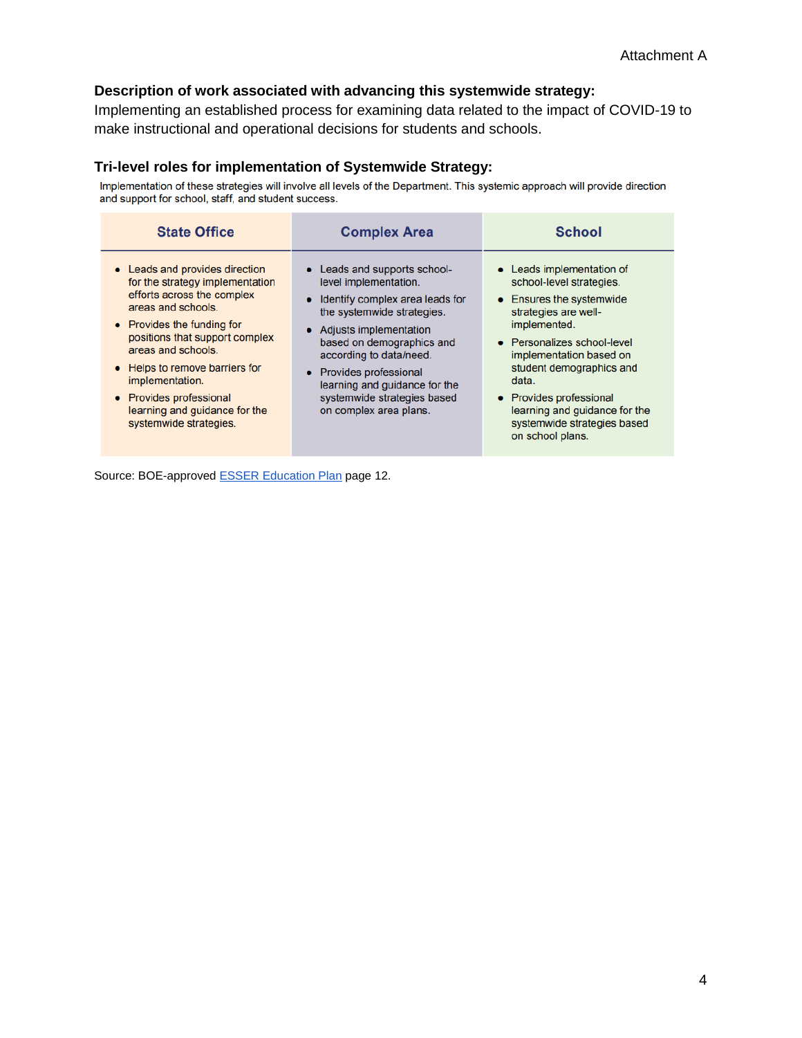Attachment A

**Description of work associated with advancing this systemwide strategy:**
Implementing an established process for examining data related to the impact of COVID-19 to make instructional and operational decisions for students and schools.

**Tri-level roles for implementation of Systemwide Strategy:**

Implementation of these strategies will involve all levels of the Department. This systemic approach will provide direction and support for school, staff, and student success.

| State Office | Complex Area | School |
|---|---|---|
| • Leads and provides direction for the strategy implementation efforts across the complex areas and schools.<br>• Provides the funding for positions that support complex areas and schools.<br>• Helps to remove barriers for implementation.<br>• Provides professional learning and guidance for the systemwide strategies. | • Leads and supports school-level implementation.<br>• Identify complex area leads for the systemwide strategies.<br>• Adjusts implementation based on demographics and according to data/need.<br>• Provides professional learning and guidance for the systemwide strategies based on complex area plans. | • Leads implementation of school-level strategies.<br>• Ensures the systemwide strategies are well-implemented.<br>• Personalizes school-level implementation based on student demographics and data.<br>• Provides professional learning and guidance for the systemwide strategies based on school plans. |

Source: BOE-approved ESSER Education Plan page 12.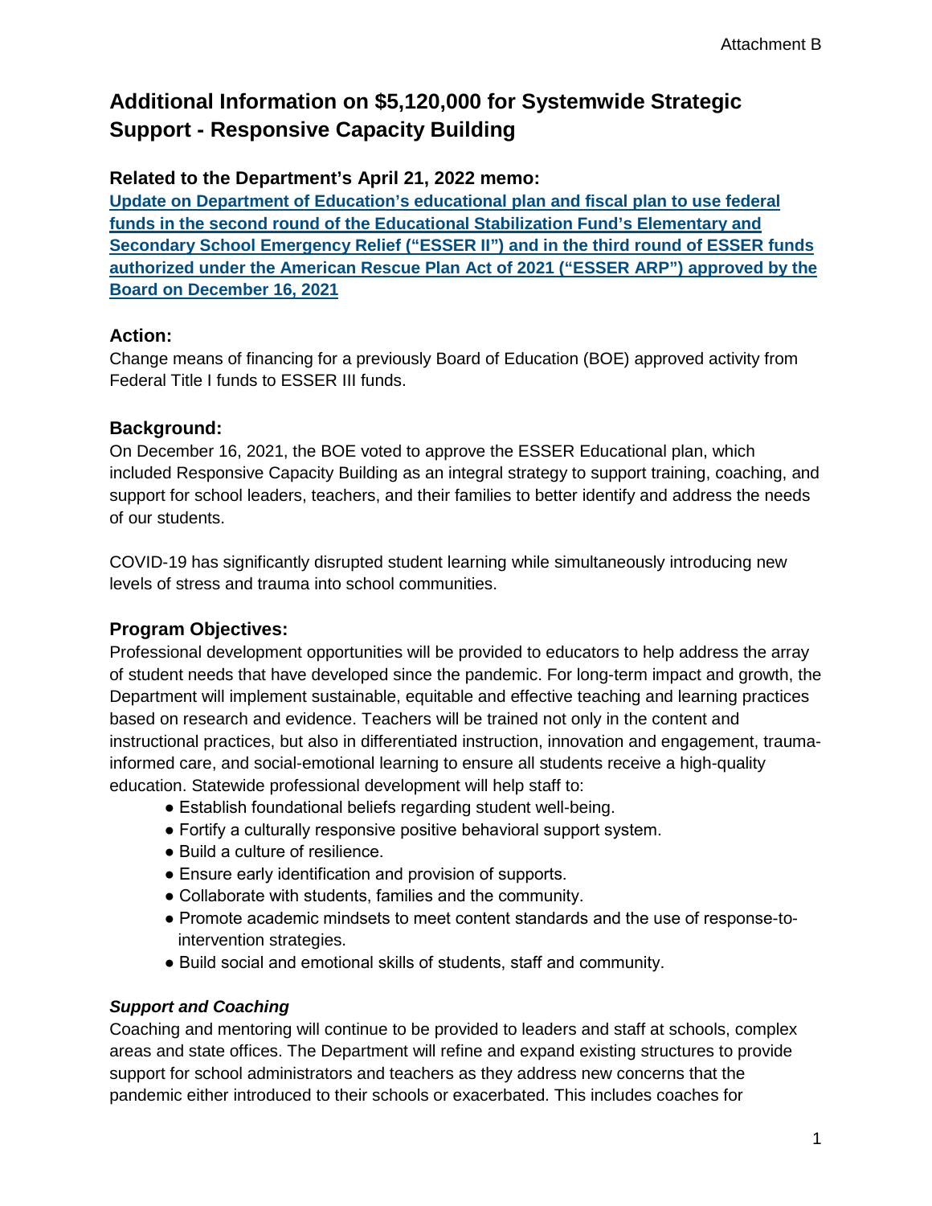Attachment B

# Additional Information on $5,120,000 for Systemwide Strategic Support - Responsive Capacity Building

### Related to the Department's April 21, 2022 memo:

**Update on Department of Education's educational plan and fiscal plan to use federal funds in the second round of the Educational Stabilization Fund's Elementary and Secondary School Emergency Relief ("ESSER II") and in the third round of ESSER funds authorized under the American Rescue Plan Act of 2021 ("ESSER ARP") approved by the Board on December 16, 2021**

## Action:

Change means of financing for a previously Board of Education (BOE) approved activity from Federal Title I funds to ESSER III funds.

## Background:

On December 16, 2021, the BOE voted to approve the ESSER Educational plan, which included Responsive Capacity Building as an integral strategy to support training, coaching, and support for school leaders, teachers, and their families to better identify and address the needs of our students.

COVID-19 has significantly disrupted student learning while simultaneously introducing new levels of stress and trauma into school communities.

## Program Objectives:

Professional development opportunities will be provided to educators to help address the array of student needs that have developed since the pandemic. For long-term impact and growth, the Department will implement sustainable, equitable and effective teaching and learning practices based on research and evidence. Teachers will be trained not only in the content and instructional practices, but also in differentiated instruction, innovation and engagement, trauma-informed care, and social-emotional learning to ensure all students receive a high-quality education. Statewide professional development will help staff to:

- Establish foundational beliefs regarding student well-being.
- Fortify a culturally responsive positive behavioral support system.
- Build a culture of resilience.
- Ensure early identification and provision of supports.
- Collaborate with students, families and the community.
- Promote academic mindsets to meet content standards and the use of response-to-intervention strategies.
- Build social and emotional skills of students, staff and community.

### *Support and Coaching*

Coaching and mentoring will continue to be provided to leaders and staff at schools, complex areas and state offices. The Department will refine and expand existing structures to provide support for school administrators and teachers as they address new concerns that the pandemic either introduced to their schools or exacerbated. This includes coaches for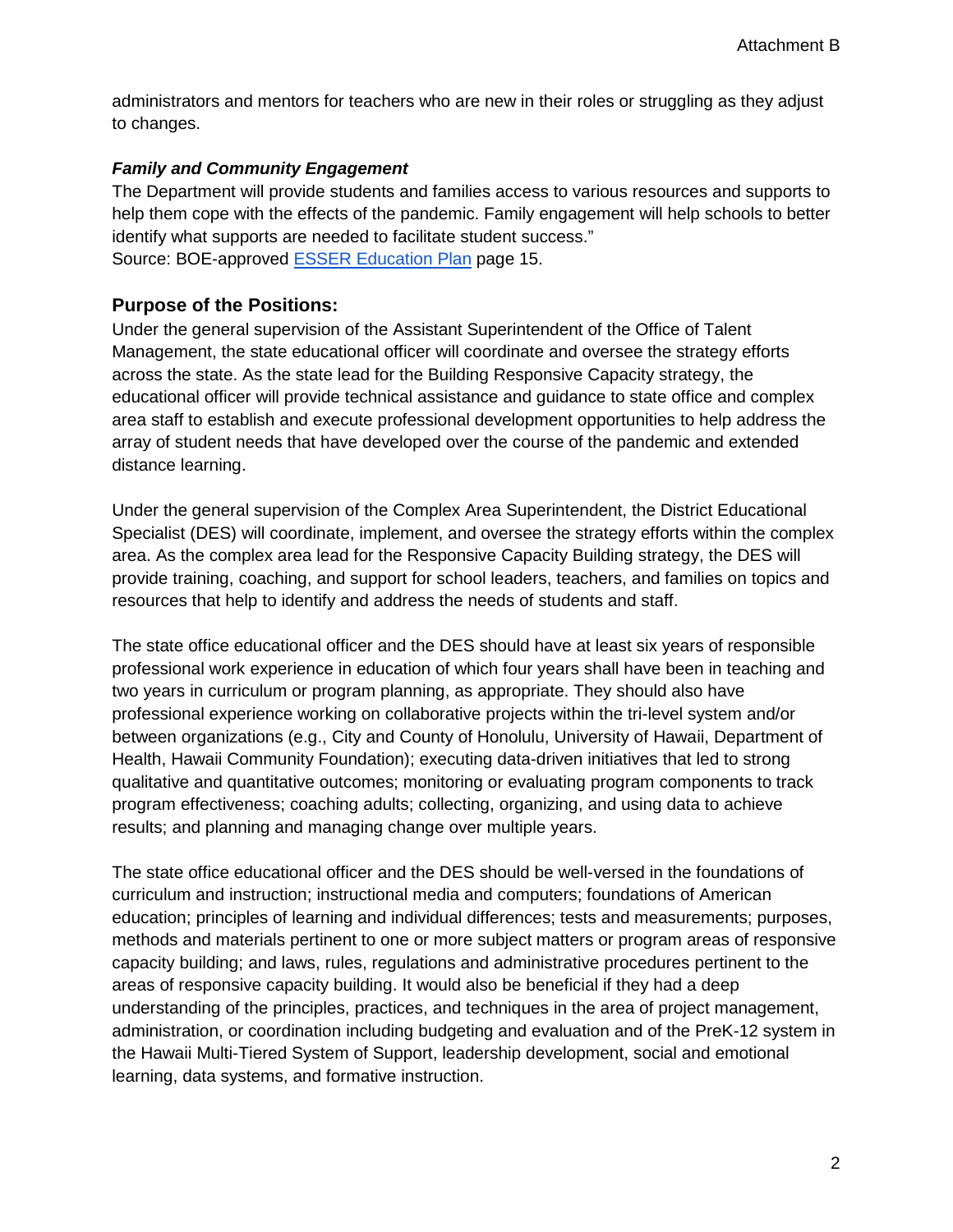administrators and mentors for teachers who are new in their roles or struggling as they adjust to changes.

***Family and Community Engagement***

The Department will provide students and families access to various resources and supports to help them cope with the effects of the pandemic. Family engagement will help schools to better identify what supports are needed to facilitate student success."
Source: BOE-approved [ESSER Education Plan] page 15.

## Purpose of the Positions:

Under the general supervision of the Assistant Superintendent of the Office of Talent Management, the state educational officer will coordinate and oversee the strategy efforts across the state. As the state lead for the Building Responsive Capacity strategy, the educational officer will provide technical assistance and guidance to state office and complex area staff to establish and execute professional development opportunities to help address the array of student needs that have developed over the course of the pandemic and extended distance learning.

Under the general supervision of the Complex Area Superintendent, the District Educational Specialist (DES) will coordinate, implement, and oversee the strategy efforts within the complex area. As the complex area lead for the Responsive Capacity Building strategy, the DES will provide training, coaching, and support for school leaders, teachers, and families on topics and resources that help to identify and address the needs of students and staff.

The state office educational officer and the DES should have at least six years of responsible professional work experience in education of which four years shall have been in teaching and two years in curriculum or program planning, as appropriate. They should also have professional experience working on collaborative projects within the tri-level system and/or between organizations (e.g., City and County of Honolulu, University of Hawaii, Department of Health, Hawaii Community Foundation); executing data-driven initiatives that led to strong qualitative and quantitative outcomes; monitoring or evaluating program components to track program effectiveness; coaching adults; collecting, organizing, and using data to achieve results; and planning and managing change over multiple years.

The state office educational officer and the DES should be well-versed in the foundations of curriculum and instruction; instructional media and computers; foundations of American education; principles of learning and individual differences; tests and measurements; purposes, methods and materials pertinent to one or more subject matters or program areas of responsive capacity building; and laws, rules, regulations and administrative procedures pertinent to the areas of responsive capacity building. It would also be beneficial if they had a deep understanding of the principles, practices, and techniques in the area of project management, administration, or coordination including budgeting and evaluation and of the PreK-12 system in the Hawaii Multi-Tiered System of Support, leadership development, social and emotional learning, data systems, and formative instruction.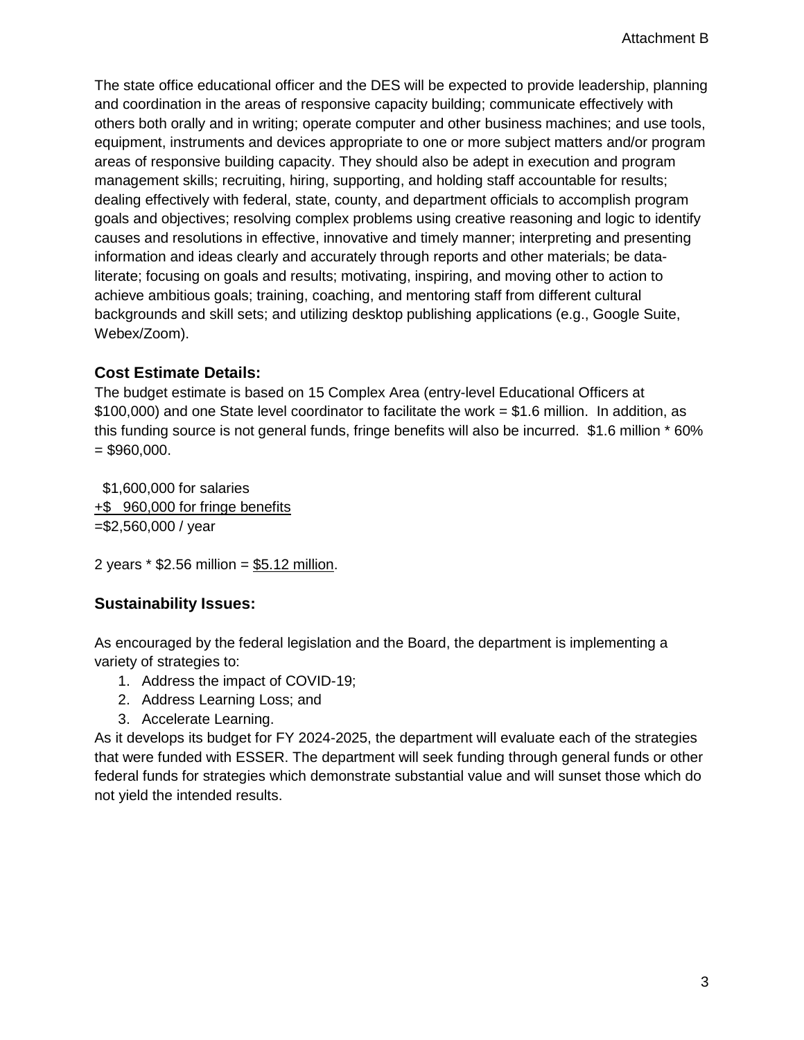The state office educational officer and the DES will be expected to provide leadership, planning and coordination in the areas of responsive capacity building; communicate effectively with others both orally and in writing; operate computer and other business machines; and use tools, equipment, instruments and devices appropriate to one or more subject matters and/or program areas of responsive building capacity. They should also be adept in execution and program management skills; recruiting, hiring, supporting, and holding staff accountable for results; dealing effectively with federal, state, county, and department officials to accomplish program goals and objectives; resolving complex problems using creative reasoning and logic to identify causes and resolutions in effective, innovative and timely manner; interpreting and presenting information and ideas clearly and accurately through reports and other materials; be data-literate; focusing on goals and results; motivating, inspiring, and moving other to action to achieve ambitious goals; training, coaching, and mentoring staff from different cultural backgrounds and skill sets; and utilizing desktop publishing applications (e.g., Google Suite, Webex/Zoom).

### Cost Estimate Details:

The budget estimate is based on 15 Complex Area (entry-level Educational Officers at $100,000) and one State level coordinator to facilitate the work = $1.6 million. In addition, as this funding source is not general funds, fringe benefits will also be incurred. $1.6 million * 60% = $960,000.

  $1,600,000 for salaries
+$ 960,000 for fringe benefits
=$2,560,000 / year

2 years * $2.56 million = $5.12 million.

### Sustainability Issues:

As encouraged by the federal legislation and the Board, the department is implementing a variety of strategies to:

1. Address the impact of COVID-19;
2. Address Learning Loss; and
3. Accelerate Learning.

As it develops its budget for FY 2024-2025, the department will evaluate each of the strategies that were funded with ESSER. The department will seek funding through general funds or other federal funds for strategies which demonstrate substantial value and will sunset those which do not yield the intended results.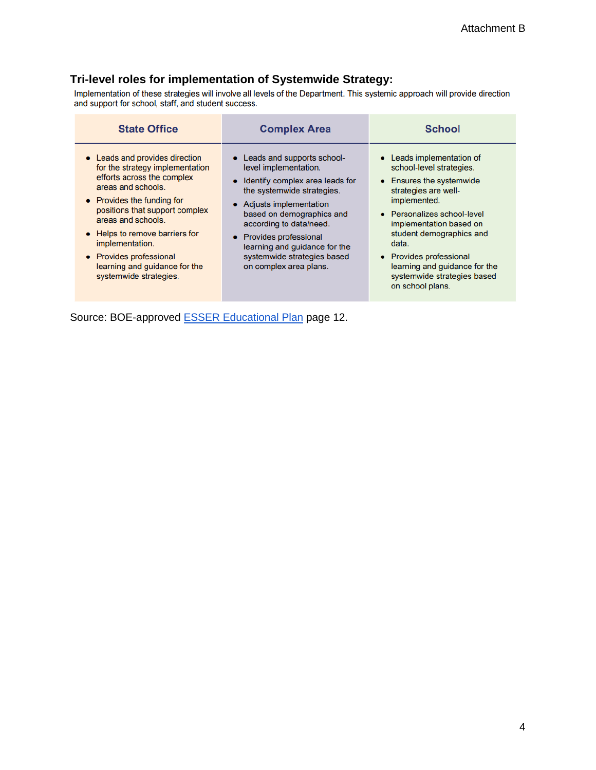Attachment B

## Tri-level roles for implementation of Systemwide Strategy:

Implementation of these strategies will involve all levels of the Department. This systemic approach will provide direction and support for school, staff, and student success.

| State Office | Complex Area | School |
|---|---|---|
| • Leads and provides direction for the strategy implementation efforts across the complex areas and schools.<br>• Provides the funding for positions that support complex areas and schools.<br>• Helps to remove barriers for implementation.<br>• Provides professional learning and guidance for the systemwide strategies. | • Leads and supports school-level implementation.<br>• Identify complex area leads for the systemwide strategies.<br>• Adjusts implementation based on demographics and according to data/need.<br>• Provides professional learning and guidance for the systemwide strategies based on complex area plans. | • Leads implementation of school-level strategies.<br>• Ensures the systemwide strategies are well-implemented.<br>• Personalizes school-level implementation based on student demographics and data.<br>• Provides professional learning and guidance for the systemwide strategies based on school plans. |

Source: BOE-approved ESSER Educational Plan page 12.